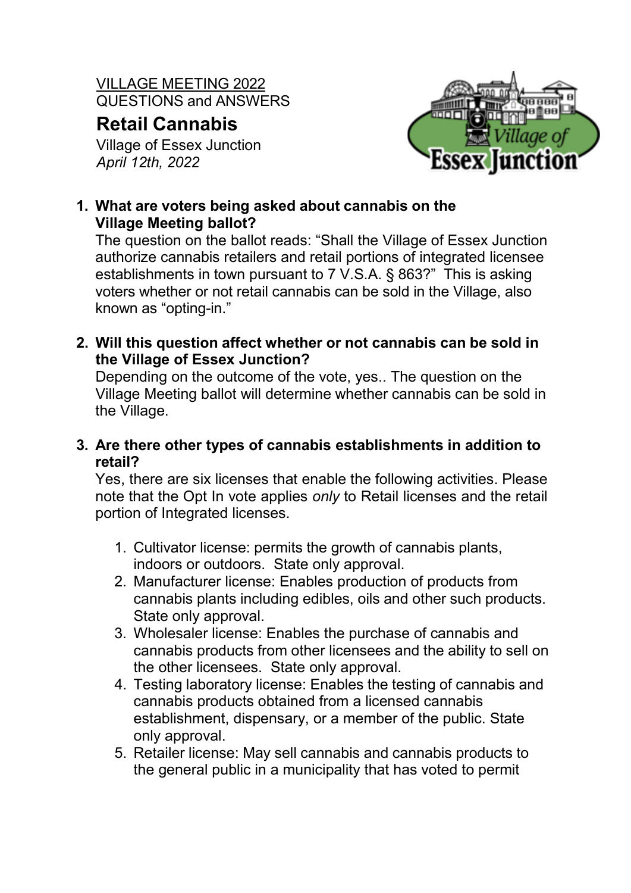VILLAGE MEETING 2022
QUESTIONS and ANSWERS

# Retail Cannabis

Village of Essex Junction
*April 12th, 2022*

1. **What are voters being asked about cannabis on the Village Meeting ballot?**
   The question on the ballot reads: "Shall the Village of Essex Junction authorize cannabis retailers and retail portions of integrated licensee establishments in town pursuant to 7 V.S.A. § 863?" This is asking voters whether or not retail cannabis can be sold in the Village, also known as "opting-in."

2. **Will this question affect whether or not cannabis can be sold in the Village of Essex Junction?**
   Depending on the outcome of the vote, yes.. The question on the Village Meeting ballot will determine whether cannabis can be sold in the Village.

3. **Are there other types of cannabis establishments in addition to retail?**
   Yes, there are six licenses that enable the following activities. Please note that the Opt In vote applies *only* to Retail licenses and the retail portion of Integrated licenses.

   1. Cultivator license: permits the growth of cannabis plants, indoors or outdoors. State only approval.
   2. Manufacturer license: Enables production of products from cannabis plants including edibles, oils and other such products. State only approval.
   3. Wholesaler license: Enables the purchase of cannabis and cannabis products from other licensees and the ability to sell on the other licensees. State only approval.
   4. Testing laboratory license: Enables the testing of cannabis and cannabis products obtained from a licensed cannabis establishment, dispensary, or a member of the public. State only approval.
   5. Retailer license: May sell cannabis and cannabis products to the general public in a municipality that has voted to permit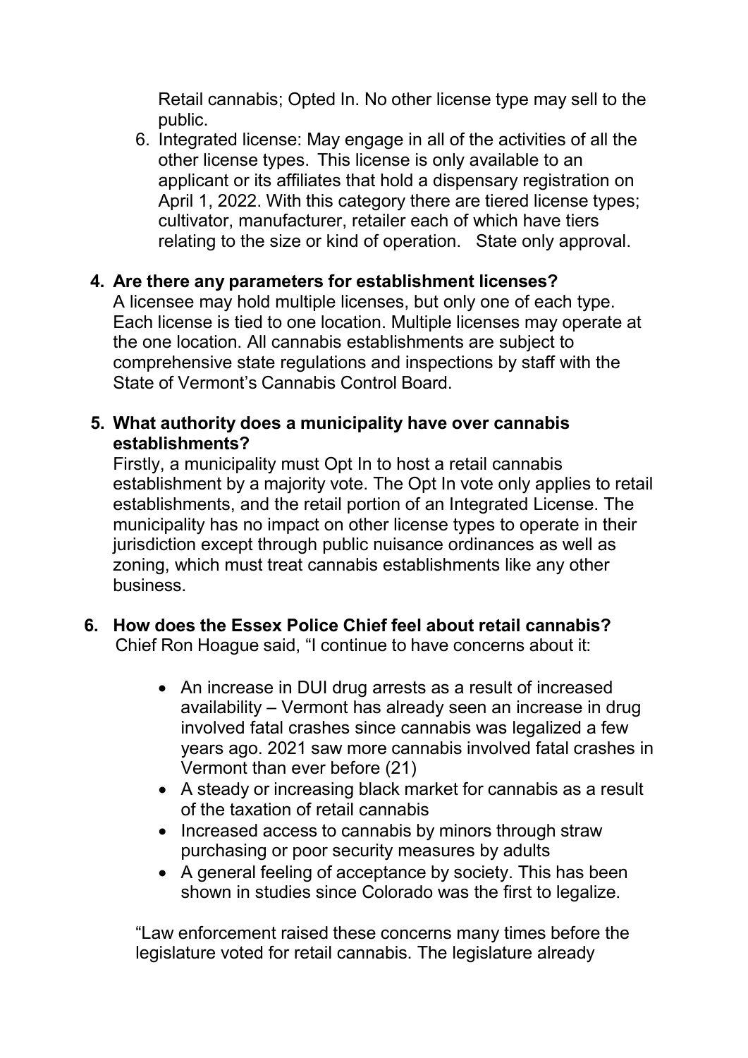Retail cannabis; Opted In. No other license type may sell to the public.

6. Integrated license: May engage in all of the activities of all the other license types. This license is only available to an applicant or its affiliates that hold a dispensary registration on April 1, 2022. With this category there are tiered license types; cultivator, manufacturer, retailer each of which have tiers relating to the size or kind of operation. State only approval.

**4. Are there any parameters for establishment licenses?**

A licensee may hold multiple licenses, but only one of each type. Each license is tied to one location. Multiple licenses may operate at the one location. All cannabis establishments are subject to comprehensive state regulations and inspections by staff with the State of Vermont's Cannabis Control Board.

**5. What authority does a municipality have over cannabis establishments?**

Firstly, a municipality must Opt In to host a retail cannabis establishment by a majority vote. The Opt In vote only applies to retail establishments, and the retail portion of an Integrated License. The municipality has no impact on other license types to operate in their jurisdiction except through public nuisance ordinances as well as zoning, which must treat cannabis establishments like any other business.

**6. How does the Essex Police Chief feel about retail cannabis?**

Chief Ron Hoague said, "I continue to have concerns about it:

- An increase in DUI drug arrests as a result of increased availability – Vermont has already seen an increase in drug involved fatal crashes since cannabis was legalized a few years ago. 2021 saw more cannabis involved fatal crashes in Vermont than ever before (21)
- A steady or increasing black market for cannabis as a result of the taxation of retail cannabis
- Increased access to cannabis by minors through straw purchasing or poor security measures by adults
- A general feeling of acceptance by society. This has been shown in studies since Colorado was the first to legalize.

"Law enforcement raised these concerns many times before the legislature voted for retail cannabis. The legislature already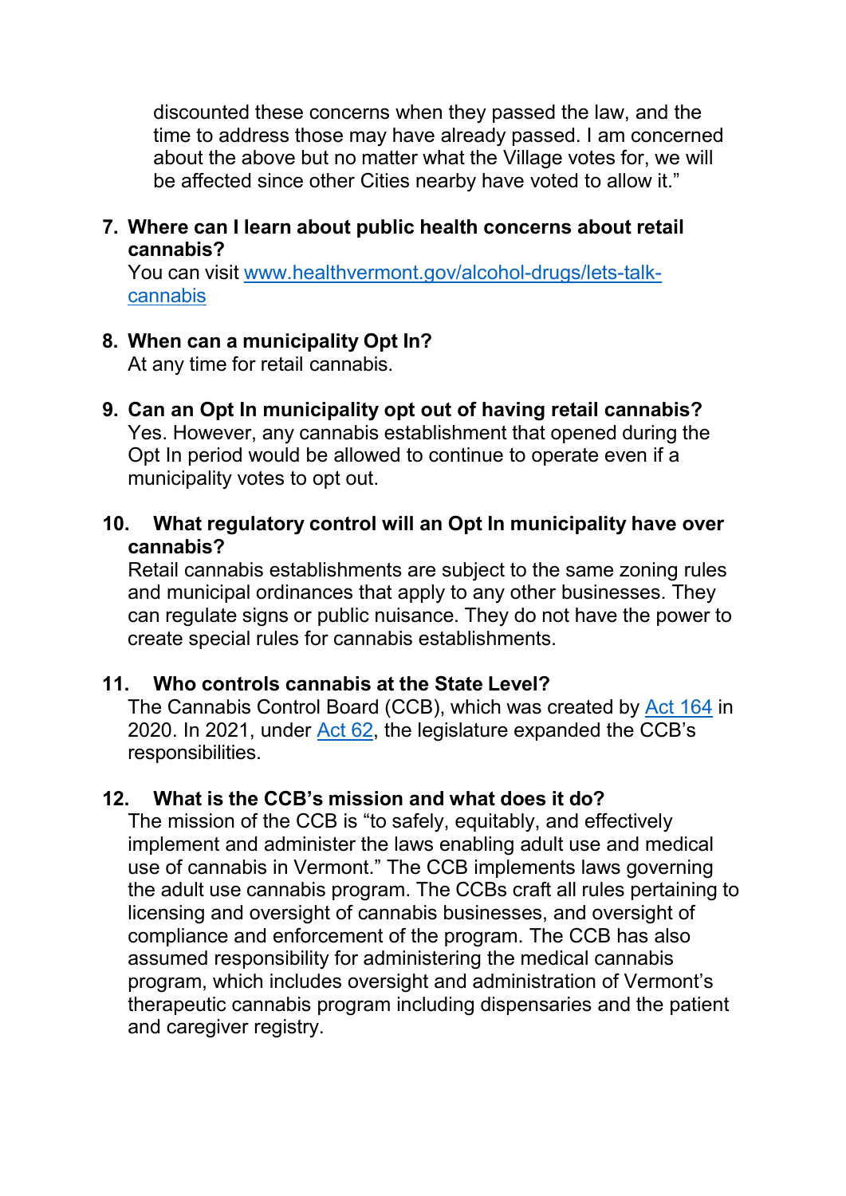discounted these concerns when they passed the law, and the time to address those may have already passed. I am concerned about the above but no matter what the Village votes for, we will be affected since other Cities nearby have voted to allow it."

7. **Where can I learn about public health concerns about retail cannabis?**
   You can visit [www.healthvermont.gov/alcohol-drugs/lets-talk-cannabis](www.healthvermont.gov/alcohol-drugs/lets-talk-cannabis)

8. **When can a municipality Opt In?**
   At any time for retail cannabis.

9. **Can an Opt In municipality opt out of having retail cannabis?**
   Yes. However, any cannabis establishment that opened during the Opt In period would be allowed to continue to operate even if a municipality votes to opt out.

10. **What regulatory control will an Opt In municipality have over cannabis?**
    Retail cannabis establishments are subject to the same zoning rules and municipal ordinances that apply to any other businesses. They can regulate signs or public nuisance. They do not have the power to create special rules for cannabis establishments.

11. **Who controls cannabis at the State Level?**
    The Cannabis Control Board (CCB), which was created by Act 164 in 2020. In 2021, under Act 62, the legislature expanded the CCB's responsibilities.

12. **What is the CCB's mission and what does it do?**
    The mission of the CCB is "to safely, equitably, and effectively implement and administer the laws enabling adult use and medical use of cannabis in Vermont." The CCB implements laws governing the adult use cannabis program. The CCBs craft all rules pertaining to licensing and oversight of cannabis businesses, and oversight of compliance and enforcement of the program. The CCB has also assumed responsibility for administering the medical cannabis program, which includes oversight and administration of Vermont's therapeutic cannabis program including dispensaries and the patient and caregiver registry.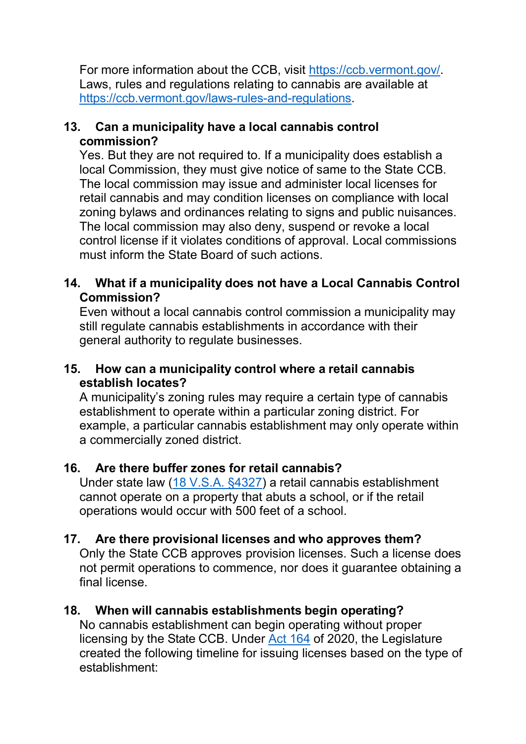For more information about the CCB, visit [https://ccb.vermont.gov/](https://ccb.vermont.gov/). Laws, rules and regulations relating to cannabis are available at [https://ccb.vermont.gov/laws-rules-and-regulations](https://ccb.vermont.gov/laws-rules-and-regulations).

**13. Can a municipality have a local cannabis control commission?**

Yes. But they are not required to. If a municipality does establish a local Commission, they must give notice of same to the State CCB. The local commission may issue and administer local licenses for retail cannabis and may condition licenses on compliance with local zoning bylaws and ordinances relating to signs and public nuisances. The local commission may also deny, suspend or revoke a local control license if it violates conditions of approval. Local commissions must inform the State Board of such actions.

**14. What if a municipality does not have a Local Cannabis Control Commission?**

Even without a local cannabis control commission a municipality may still regulate cannabis establishments in accordance with their general authority to regulate businesses.

**15. How can a municipality control where a retail cannabis establish locates?**

A municipality's zoning rules may require a certain type of cannabis establishment to operate within a particular zoning district. For example, a particular cannabis establishment may only operate within a commercially zoned district.

**16. Are there buffer zones for retail cannabis?**

Under state law ([18 V.S.A. §4327]()) a retail cannabis establishment cannot operate on a property that abuts a school, or if the retail operations would occur with 500 feet of a school.

**17. Are there provisional licenses and who approves them?**

Only the State CCB approves provision licenses. Such a license does not permit operations to commence, nor does it guarantee obtaining a final license.

**18. When will cannabis establishments begin operating?**

No cannabis establishment can begin operating without proper licensing by the State CCB. Under [Act 164]() of 2020, the Legislature created the following timeline for issuing licenses based on the type of establishment: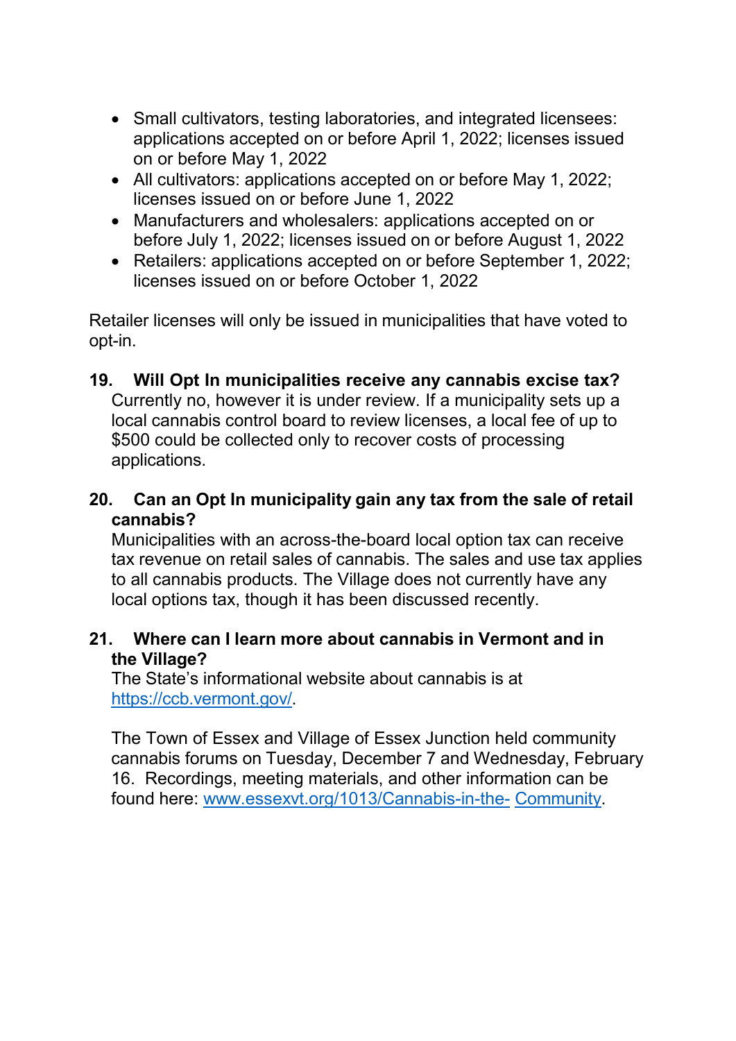- Small cultivators, testing laboratories, and integrated licensees: applications accepted on or before April 1, 2022; licenses issued on or before May 1, 2022
- All cultivators: applications accepted on or before May 1, 2022; licenses issued on or before June 1, 2022
- Manufacturers and wholesalers: applications accepted on or before July 1, 2022; licenses issued on or before August 1, 2022
- Retailers: applications accepted on or before September 1, 2022; licenses issued on or before October 1, 2022

Retailer licenses will only be issued in municipalities that have voted to opt-in.

**19. Will Opt In municipalities receive any cannabis excise tax?**
Currently no, however it is under review. If a municipality sets up a local cannabis control board to review licenses, a local fee of up to $500 could be collected only to recover costs of processing applications.

**20. Can an Opt In municipality gain any tax from the sale of retail cannabis?**
Municipalities with an across-the-board local option tax can receive tax revenue on retail sales of cannabis. The sales and use tax applies to all cannabis products. The Village does not currently have any local options tax, though it has been discussed recently.

**21. Where can I learn more about cannabis in Vermont and in the Village?**
The State's informational website about cannabis is at [https://ccb.vermont.gov/](https://ccb.vermont.gov/).

The Town of Essex and Village of Essex Junction held community cannabis forums on Tuesday, December 7 and Wednesday, February 16. Recordings, meeting materials, and other information can be found here: [www.essexvt.org/1013/Cannabis-in-the- Community](www.essexvt.org/1013/Cannabis-in-the-Community).